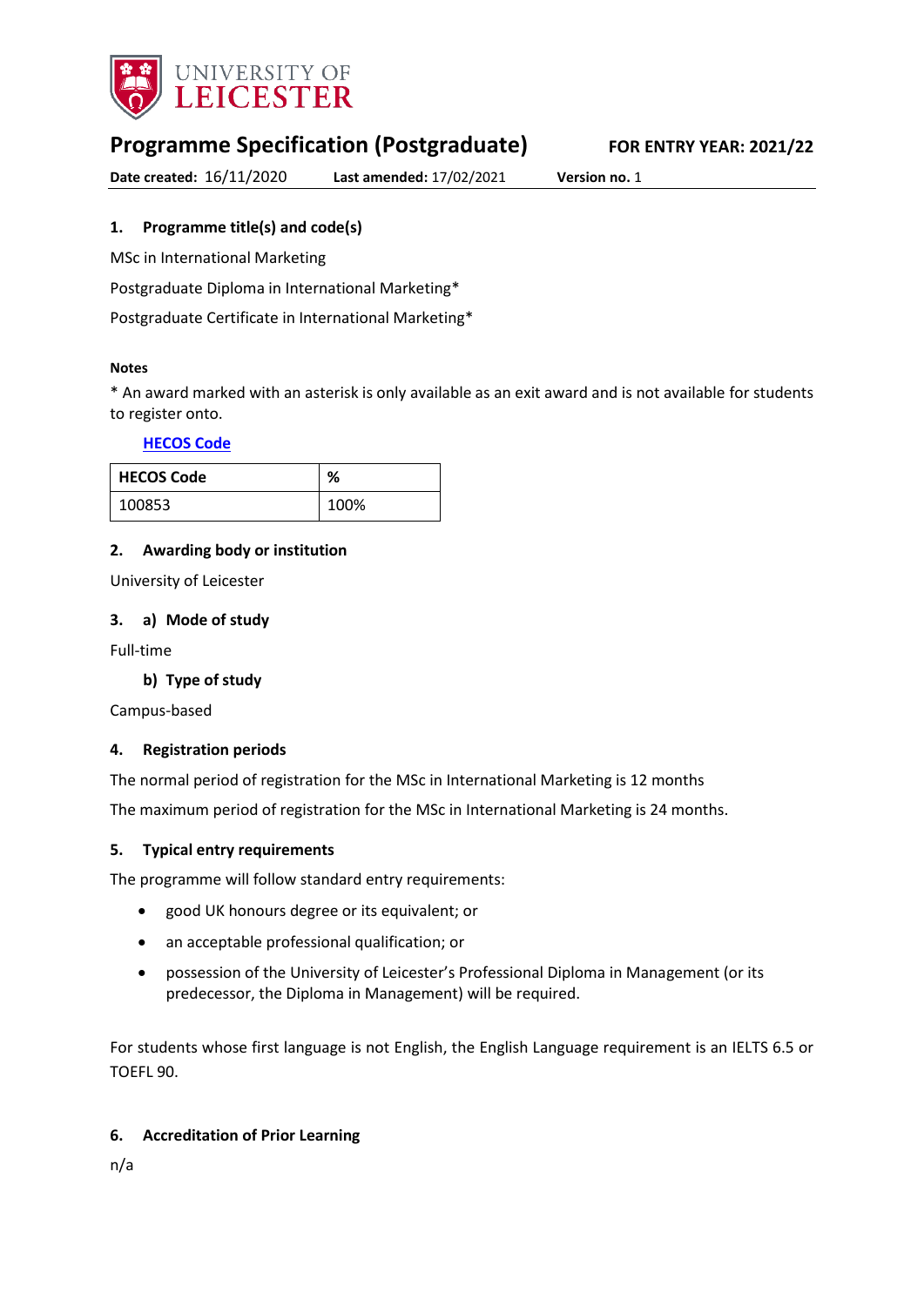UNIVERSITY OF LEICESTER

# Programme Specification (Postgraduate)

**FOR ENTRY YEAR: 2021/22**

**Date created:** 16/11/2020 **Last amended:** 17/02/2021 **Version no.** 1

## 1. Programme title(s) and code(s)

MSc in International Marketing

Postgraduate Diploma in International Marketing*

Postgraduate Certificate in International Marketing*

**Notes**

* An award marked with an asterisk is only available as an exit award and is not available for students to register onto.

**HECOS Code**

| HECOS Code | % |
|---|---|
| 100853 | 100% |

## 2. Awarding body or institution

University of Leicester

## 3. a) Mode of study

Full-time

### b) Type of study

Campus-based

## 4. Registration periods

The normal period of registration for the MSc in International Marketing is 12 months

The maximum period of registration for the MSc in International Marketing is 24 months.

## 5. Typical entry requirements

The programme will follow standard entry requirements:

- good UK honours degree or its equivalent; or
- an acceptable professional qualification; or
- possession of the University of Leicester's Professional Diploma in Management (or its predecessor, the Diploma in Management) will be required.

For students whose first language is not English, the English Language requirement is an IELTS 6.5 or TOEFL 90.

## 6. Accreditation of Prior Learning

n/a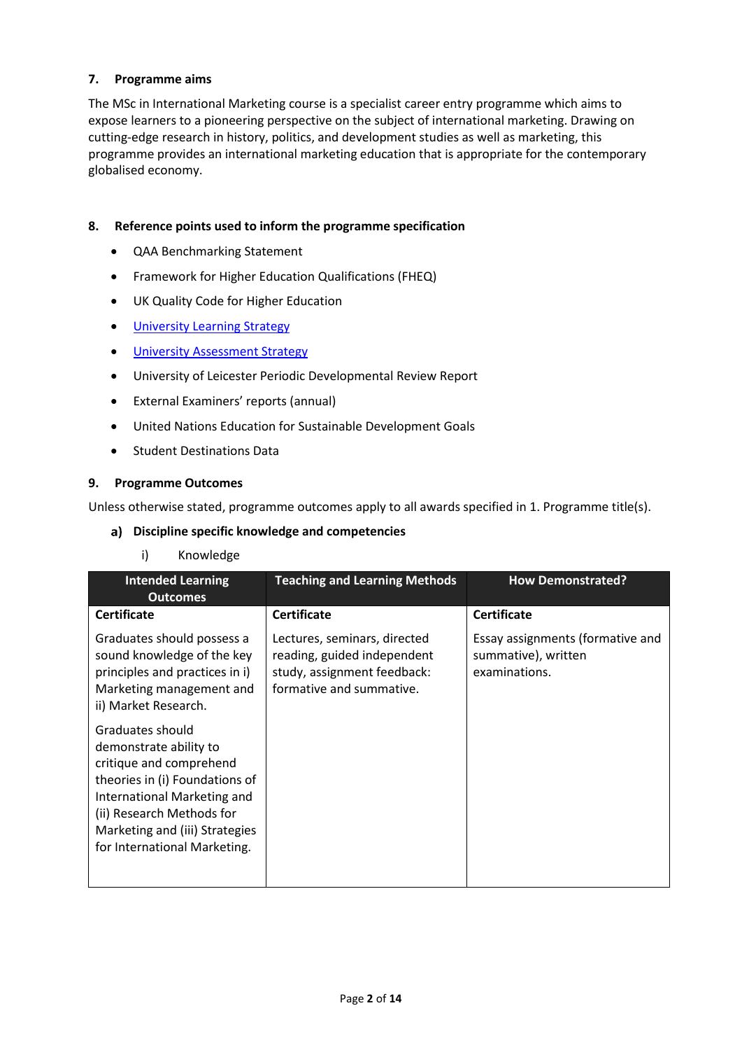## 7. Programme aims

The MSc in International Marketing course is a specialist career entry programme which aims to expose learners to a pioneering perspective on the subject of international marketing. Drawing on cutting-edge research in history, politics, and development studies as well as marketing, this programme provides an international marketing education that is appropriate for the contemporary globalised economy.

## 8. Reference points used to inform the programme specification

- QAA Benchmarking Statement
- Framework for Higher Education Qualifications (FHEQ)
- UK Quality Code for Higher Education
- University Learning Strategy
- University Assessment Strategy
- University of Leicester Periodic Developmental Review Report
- External Examiners' reports (annual)
- United Nations Education for Sustainable Development Goals
- Student Destinations Data

## 9. Programme Outcomes

Unless otherwise stated, programme outcomes apply to all awards specified in 1. Programme title(s).

### a) Discipline specific knowledge and competencies

i) Knowledge

| Intended Learning Outcomes | Teaching and Learning Methods | How Demonstrated? |
|---|---|---|
| **Certificate** | **Certificate** | **Certificate** |
| Graduates should possess a sound knowledge of the key principles and practices in i) Marketing management and ii) Market Research.<br><br>Graduates should demonstrate ability to critique and comprehend theories in (i) Foundations of International Marketing and (ii) Research Methods for Marketing and (iii) Strategies for International Marketing. | Lectures, seminars, directed reading, guided independent study, assignment feedback: formative and summative. | Essay assignments (formative and summative), written examinations. |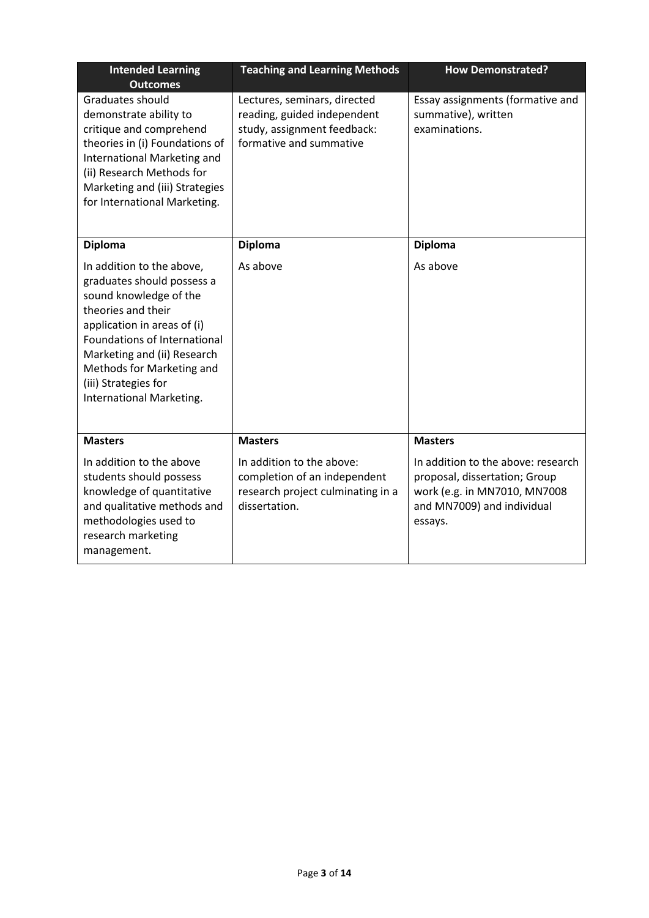| Intended Learning Outcomes | Teaching and Learning Methods | How Demonstrated? |
|---|---|---|
| Graduates should demonstrate ability to critique and comprehend theories in (i) Foundations of International Marketing and (ii) Research Methods for Marketing and (iii) Strategies for International Marketing. | Lectures, seminars, directed reading, guided independent study, assignment feedback: formative and summative | Essay assignments (formative and summative), written examinations. |
| **Diploma** In addition to the above, graduates should possess a sound knowledge of the theories and their application in areas of (i) Foundations of International Marketing and (ii) Research Methods for Marketing and (iii) Strategies for International Marketing. | **Diploma** As above | **Diploma** As above |
| **Masters** In addition to the above students should possess knowledge of quantitative and qualitative methods and methodologies used to research marketing management. | **Masters** In addition to the above: completion of an independent research project culminating in a dissertation. | **Masters** In addition to the above: research proposal, dissertation; Group work (e.g. in MN7010, MN7008 and MN7009) and individual essays. |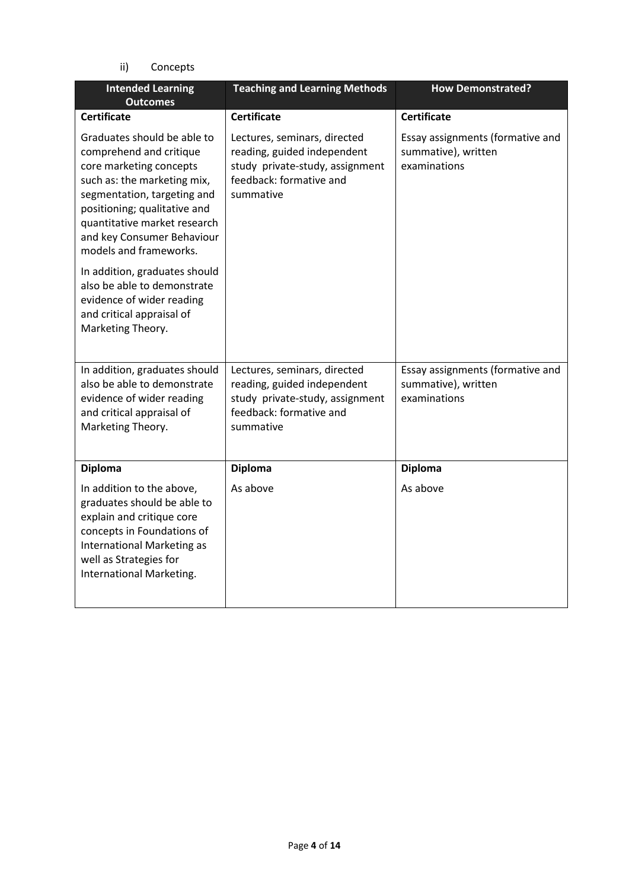ii) Concepts

| Intended Learning Outcomes | Teaching and Learning Methods | How Demonstrated? |
|---|---|---|
| **Certificate** | **Certificate** | **Certificate** |
| Graduates should be able to comprehend and critique core marketing concepts such as: the marketing mix, segmentation, targeting and positioning; qualitative and quantitative market research and key Consumer Behaviour models and frameworks.<br><br>In addition, graduates should also be able to demonstrate evidence of wider reading and critical appraisal of Marketing Theory. | Lectures, seminars, directed reading, guided independent study private-study, assignment feedback: formative and summative | Essay assignments (formative and summative), written examinations |
| In addition, graduates should also be able to demonstrate evidence of wider reading and critical appraisal of Marketing Theory. | Lectures, seminars, directed reading, guided independent study private-study, assignment feedback: formative and summative | Essay assignments (formative and summative), written examinations |
| **Diploma** | **Diploma** | **Diploma** |
| In addition to the above, graduates should be able to explain and critique core concepts in Foundations of International Marketing as well as Strategies for International Marketing. | As above | As above |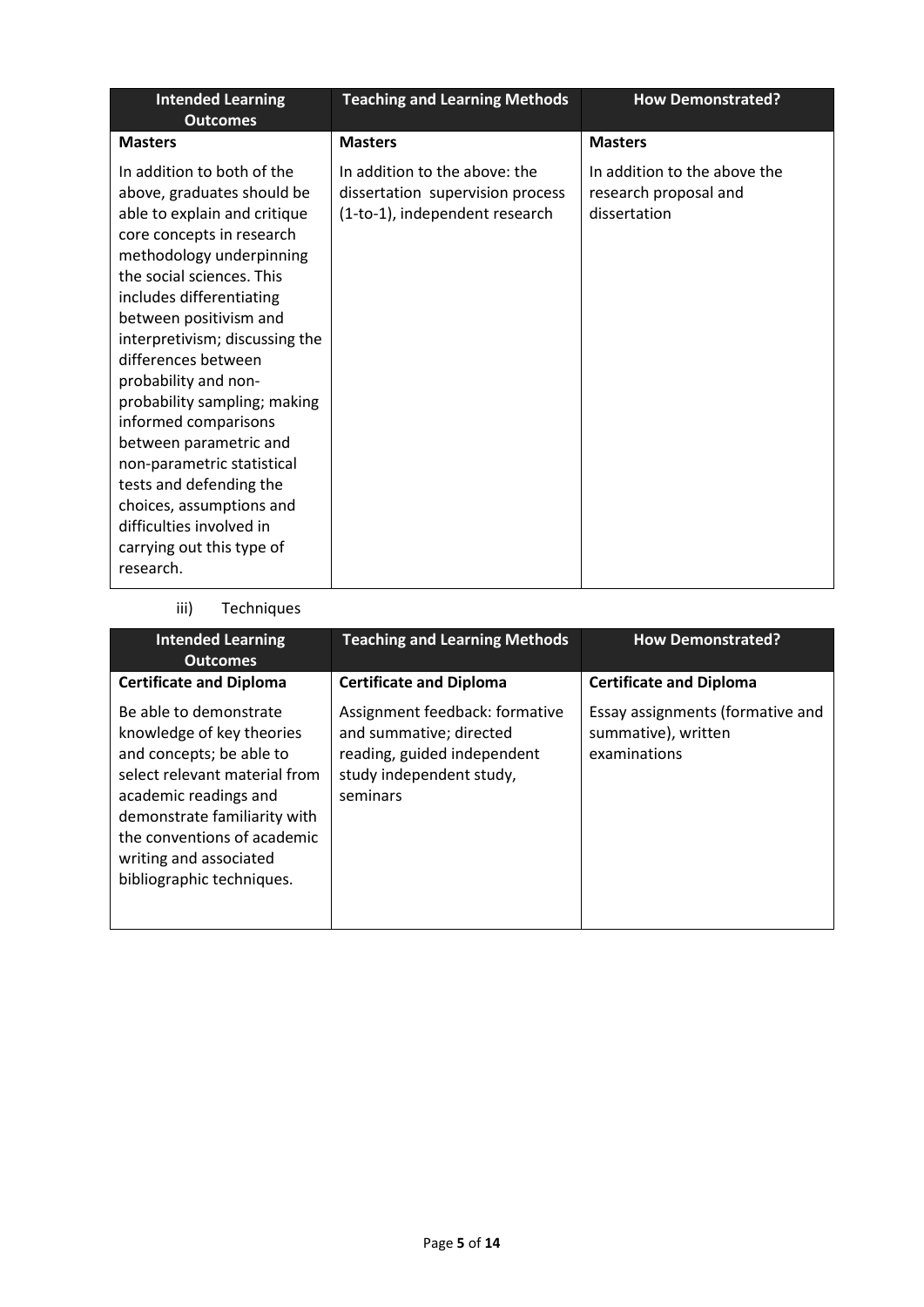| Intended Learning Outcomes | Teaching and Learning Methods | How Demonstrated? |
|---|---|---|
| **Masters** | **Masters** | **Masters** |
| In addition to both of the above, graduates should be able to explain and critique core concepts in research methodology underpinning the social sciences. This includes differentiating between positivism and interpretivism; discussing the differences between probability and non-probability sampling; making informed comparisons between parametric and non-parametric statistical tests and defending the choices, assumptions and difficulties involved in carrying out this type of research. | In addition to the above: the dissertation supervision process (1-to-1), independent research | In addition to the above the research proposal and dissertation |

iii) Techniques

| Intended Learning Outcomes | Teaching and Learning Methods | How Demonstrated? |
|---|---|---|
| **Certificate and Diploma** | **Certificate and Diploma** | **Certificate and Diploma** |
| Be able to demonstrate knowledge of key theories and concepts; be able to select relevant material from academic readings and demonstrate familiarity with the conventions of academic writing and associated bibliographic techniques. | Assignment feedback: formative and summative; directed reading, guided independent study independent study, seminars | Essay assignments (formative and summative), written examinations |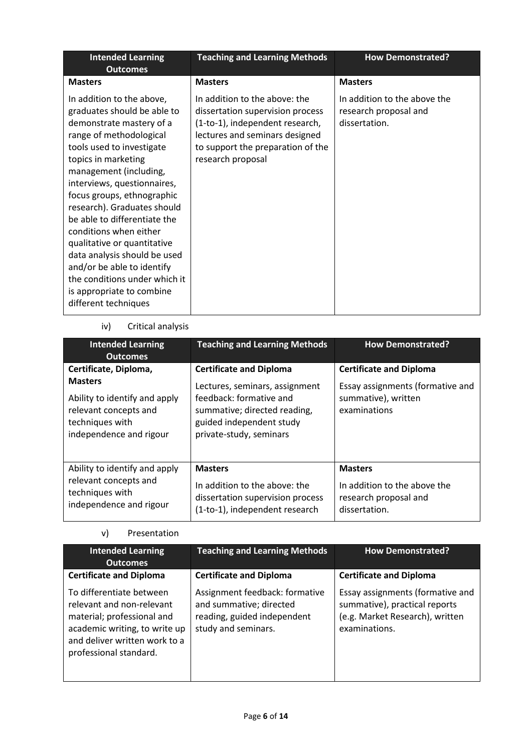| Intended Learning Outcomes | Teaching and Learning Methods | How Demonstrated? |
|---|---|---|
| **Masters**<br><br>In addition to the above, graduates should be able to demonstrate mastery of a range of methodological tools used to investigate topics in marketing management (including, interviews, questionnaires, focus groups, ethnographic research). Graduates should be able to differentiate the conditions when either qualitative or quantitative data analysis should be used and/or be able to identify the conditions under which it is appropriate to combine different techniques | **Masters**<br><br>In addition to the above: the dissertation supervision process (1-to-1), independent research, lectures and seminars designed to support the preparation of the research proposal | **Masters**<br><br>In addition to the above the research proposal and dissertation. |

iv) Critical analysis

| Intended Learning Outcomes | Teaching and Learning Methods | How Demonstrated? |
|---|---|---|
| **Certificate, Diploma, Masters**<br><br>Ability to identify and apply relevant concepts and techniques with independence and rigour | **Certificate and Diploma**<br><br>Lectures, seminars, assignment feedback: formative and summative; directed reading, guided independent study private-study, seminars | **Certificate and Diploma**<br><br>Essay assignments (formative and summative), written examinations |
| Ability to identify and apply relevant concepts and techniques with independence and rigour | **Masters**<br><br>In addition to the above: the dissertation supervision process (1-to-1), independent research | **Masters**<br><br>In addition to the above the research proposal and dissertation. |

v) Presentation

| Intended Learning Outcomes | Teaching and Learning Methods | How Demonstrated? |
|---|---|---|
| **Certificate and Diploma**<br><br>To differentiate between relevant and non-relevant material; professional and academic writing, to write up and deliver written work to a professional standard. | **Certificate and Diploma**<br><br>Assignment feedback: formative and summative; directed reading, guided independent study and seminars. | **Certificate and Diploma**<br><br>Essay assignments (formative and summative), practical reports (e.g. Market Research), written examinations. |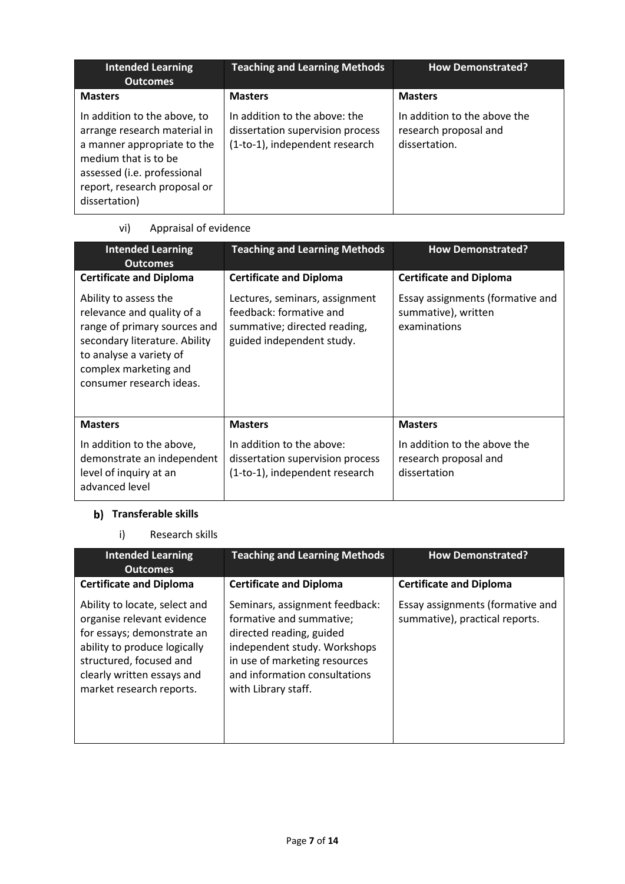| Intended Learning Outcomes | Teaching and Learning Methods | How Demonstrated? |
| --- | --- | --- |
| **Masters** | **Masters** | **Masters** |
| In addition to the above, to arrange research material in a manner appropriate to the medium that is to be assessed (i.e. professional report, research proposal or dissertation) | In addition to the above: the dissertation supervision process (1-to-1), independent research | In addition to the above the research proposal and dissertation. |

vi) Appraisal of evidence

| Intended Learning Outcomes | Teaching and Learning Methods | How Demonstrated? |
| --- | --- | --- |
| **Certificate and Diploma** | **Certificate and Diploma** | **Certificate and Diploma** |
| Ability to assess the relevance and quality of a range of primary sources and secondary literature. Ability to analyse a variety of complex marketing and consumer research ideas. | Lectures, seminars, assignment feedback: formative and summative; directed reading, guided independent study. | Essay assignments (formative and summative), written examinations |
| **Masters** | **Masters** | **Masters** |
| In addition to the above, demonstrate an independent level of inquiry at an advanced level | In addition to the above: dissertation supervision process (1-to-1), independent research | In addition to the above the research proposal and dissertation |

### b) Transferable skills

i) Research skills

| Intended Learning Outcomes | Teaching and Learning Methods | How Demonstrated? |
| --- | --- | --- |
| **Certificate and Diploma** | **Certificate and Diploma** | **Certificate and Diploma** |
| Ability to locate, select and organise relevant evidence for essays; demonstrate an ability to produce logically structured, focused and clearly written essays and market research reports. | Seminars, assignment feedback: formative and summative; directed reading, guided independent study. Workshops in use of marketing resources and information consultations with Library staff. | Essay assignments (formative and summative), practical reports. |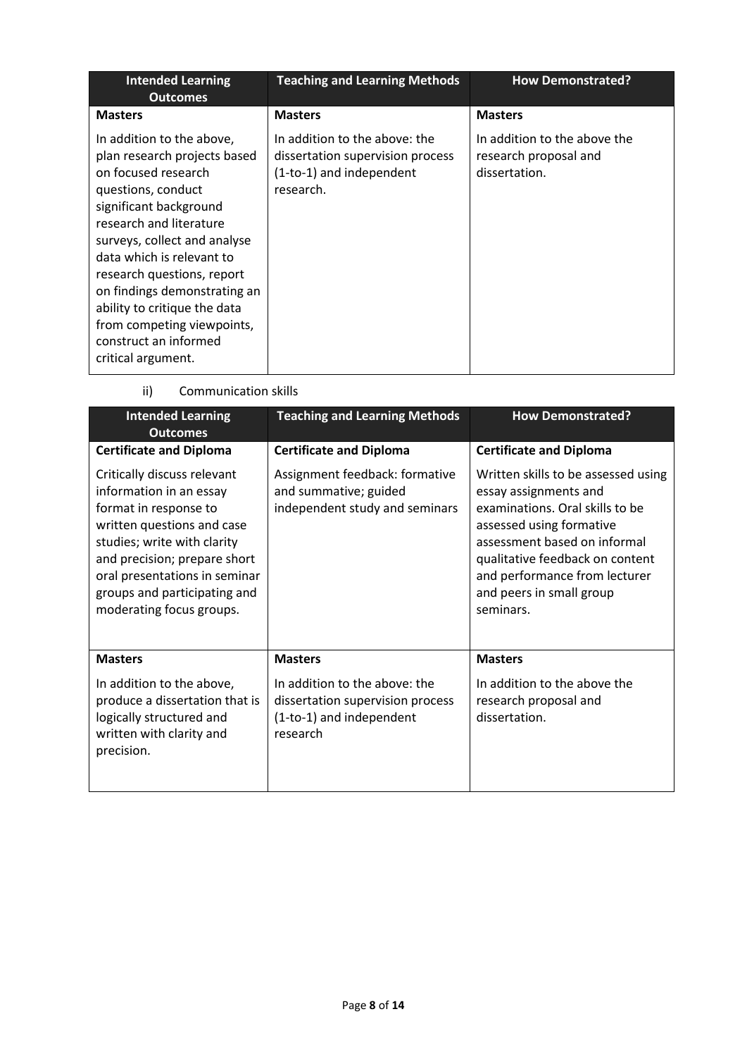| Intended Learning Outcomes | Teaching and Learning Methods | How Demonstrated? |
|---|---|---|
| **Masters** | **Masters** | **Masters** |
| In addition to the above, plan research projects based on focused research questions, conduct significant background research and literature surveys, collect and analyse data which is relevant to research questions, report on findings demonstrating an ability to critique the data from competing viewpoints, construct an informed critical argument. | In addition to the above: the dissertation supervision process (1-to-1) and independent research. | In addition to the above the research proposal and dissertation. |

ii) Communication skills

| Intended Learning Outcomes | Teaching and Learning Methods | How Demonstrated? |
|---|---|---|
| **Certificate and Diploma** | **Certificate and Diploma** | **Certificate and Diploma** |
| Critically discuss relevant information in an essay format in response to written questions and case studies; write with clarity and precision; prepare short oral presentations in seminar groups and participating and moderating focus groups. | Assignment feedback: formative and summative; guided independent study and seminars | Written skills to be assessed using essay assignments and examinations. Oral skills to be assessed using formative assessment based on informal qualitative feedback on content and performance from lecturer and peers in small group seminars. |
| **Masters** | **Masters** | **Masters** |
| In addition to the above, produce a dissertation that is logically structured and written with clarity and precision. | In addition to the above: the dissertation supervision process (1-to-1) and independent research | In addition to the above the research proposal and dissertation. |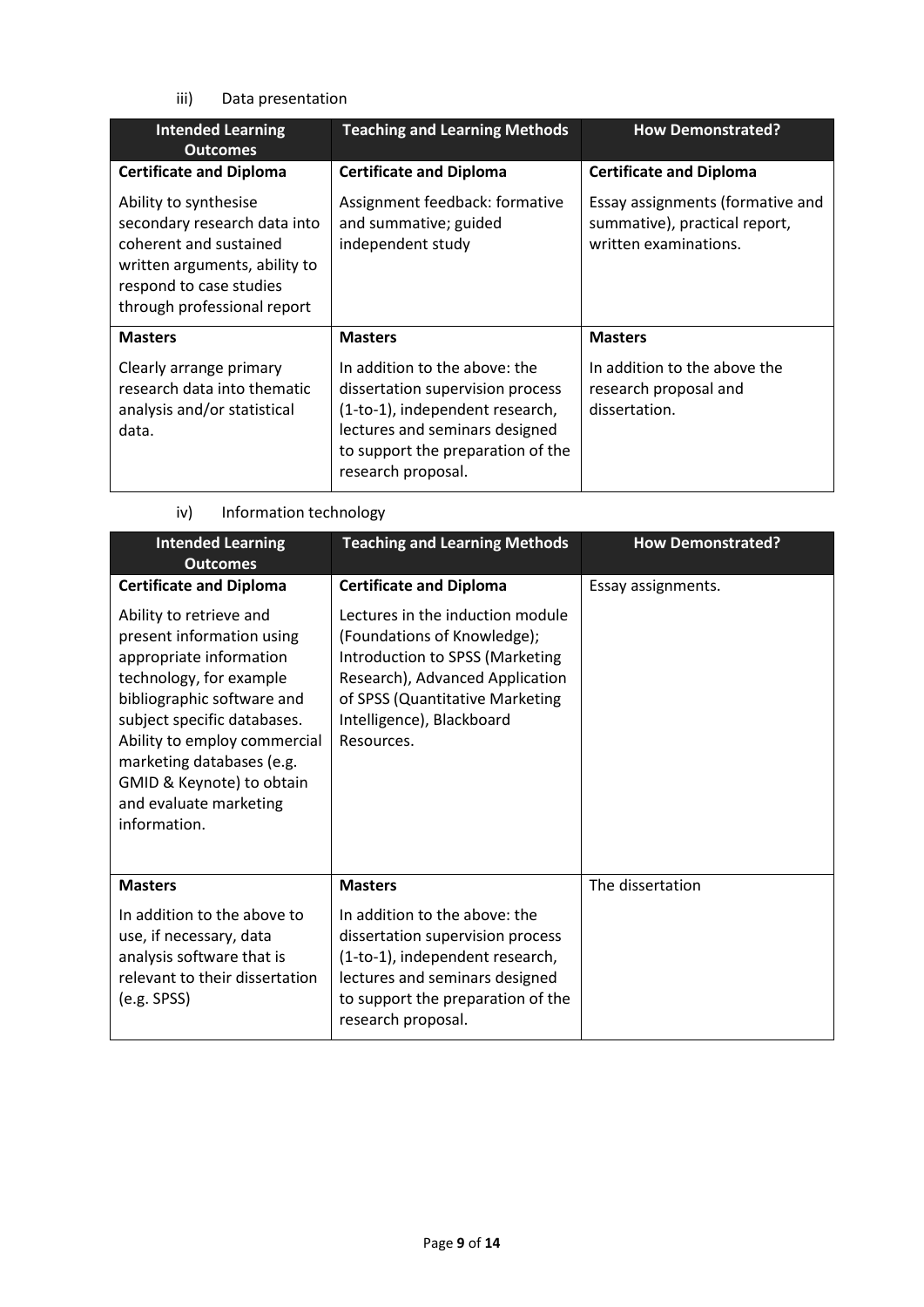iii) Data presentation

| Intended Learning Outcomes | Teaching and Learning Methods | How Demonstrated? |
|---|---|---|
| **Certificate and Diploma** | **Certificate and Diploma** | **Certificate and Diploma** |
| Ability to synthesise secondary research data into coherent and sustained written arguments, ability to respond to case studies through professional report | Assignment feedback: formative and summative; guided independent study | Essay assignments (formative and summative), practical report, written examinations. |
| **Masters** | **Masters** | **Masters** |
| Clearly arrange primary research data into thematic analysis and/or statistical data. | In addition to the above: the dissertation supervision process (1-to-1), independent research, lectures and seminars designed to support the preparation of the research proposal. | In addition to the above the research proposal and dissertation. |

iv) Information technology

| Intended Learning Outcomes | Teaching and Learning Methods | How Demonstrated? |
|---|---|---|
| **Certificate and Diploma**<br>Ability to retrieve and present information using appropriate information technology, for example bibliographic software and subject specific databases. Ability to employ commercial marketing databases (e.g. GMID & Keynote) to obtain and evaluate marketing information. | **Certificate and Diploma**<br>Lectures in the induction module (Foundations of Knowledge); Introduction to SPSS (Marketing Research), Advanced Application of SPSS (Quantitative Marketing Intelligence), Blackboard Resources. | Essay assignments. |
| **Masters**<br>In addition to the above to use, if necessary, data analysis software that is relevant to their dissertation (e.g. SPSS) | **Masters**<br>In addition to the above: the dissertation supervision process (1-to-1), independent research, lectures and seminars designed to support the preparation of the research proposal. | The dissertation |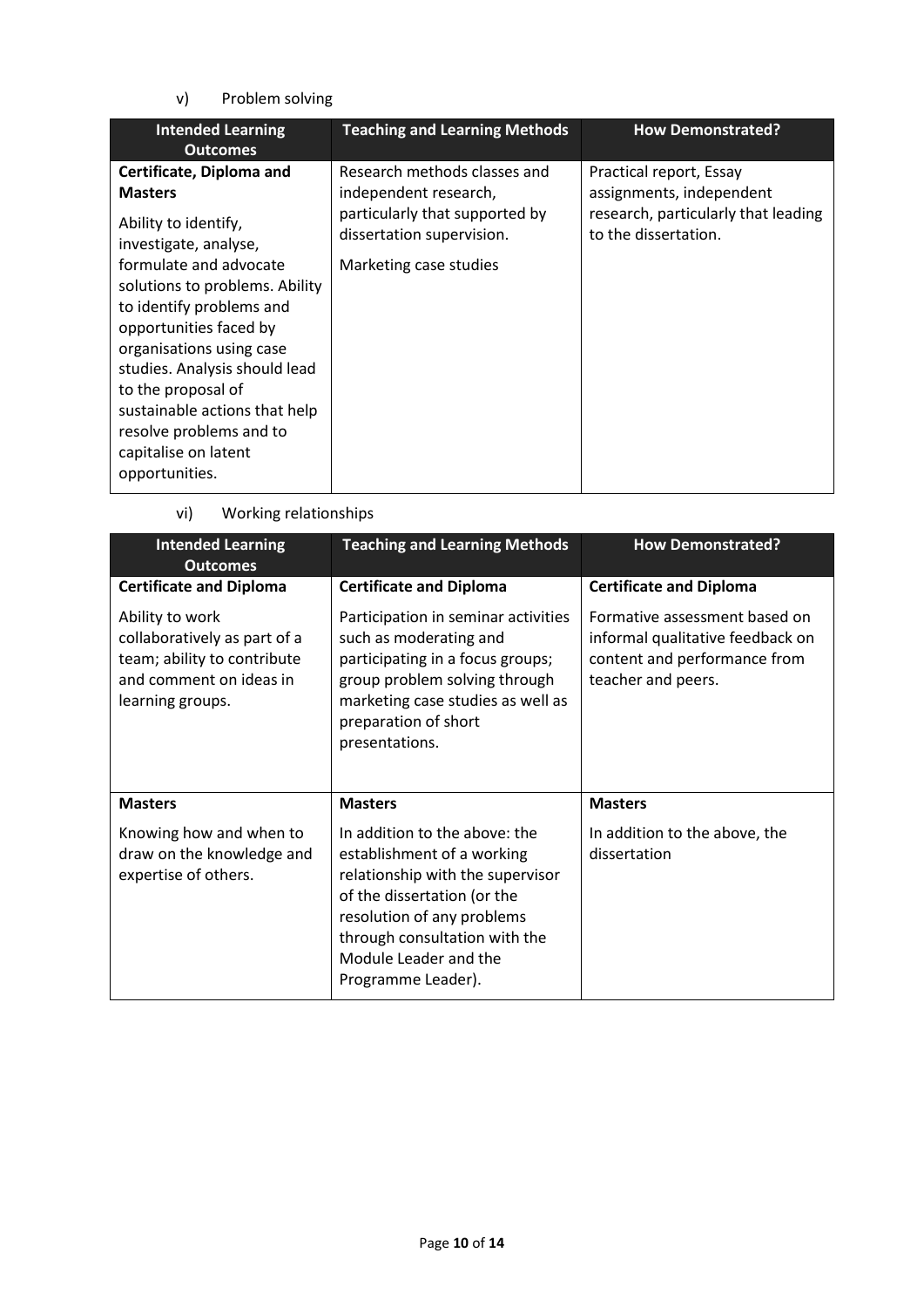v) Problem solving

| Intended Learning Outcomes | Teaching and Learning Methods | How Demonstrated? |
|---|---|---|
| **Certificate, Diploma and Masters**<br><br>Ability to identify, investigate, analyse, formulate and advocate solutions to problems. Ability to identify problems and opportunities faced by organisations using case studies. Analysis should lead to the proposal of sustainable actions that help resolve problems and to capitalise on latent opportunities. | Research methods classes and independent research, particularly that supported by dissertation supervision.<br><br>Marketing case studies | Practical report, Essay assignments, independent research, particularly that leading to the dissertation. |

vi) Working relationships

| Intended Learning Outcomes | Teaching and Learning Methods | How Demonstrated? |
|---|---|---|
| **Certificate and Diploma**<br><br>Ability to work collaboratively as part of a team; ability to contribute and comment on ideas in learning groups. | **Certificate and Diploma**<br><br>Participation in seminar activities such as moderating and participating in a focus groups; group problem solving through marketing case studies as well as preparation of short presentations. | **Certificate and Diploma**<br><br>Formative assessment based on informal qualitative feedback on content and performance from teacher and peers. |
| **Masters**<br><br>Knowing how and when to draw on the knowledge and expertise of others. | **Masters**<br><br>In addition to the above: the establishment of a working relationship with the supervisor of the dissertation (or the resolution of any problems through consultation with the Module Leader and the Programme Leader). | **Masters**<br><br>In addition to the above, the dissertation |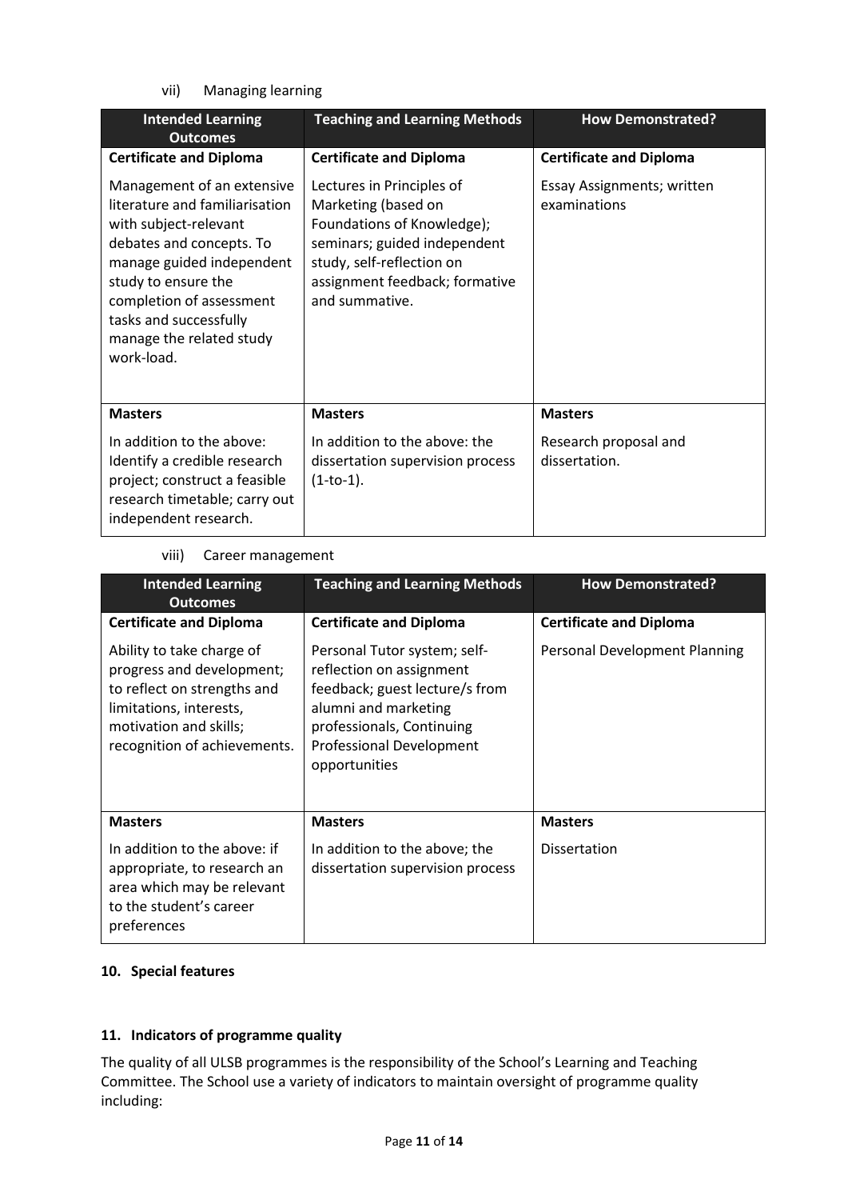vii) Managing learning

| Intended Learning Outcomes | Teaching and Learning Methods | How Demonstrated? |
|---|---|---|
| **Certificate and Diploma** | **Certificate and Diploma** | **Certificate and Diploma** |
| Management of an extensive literature and familiarisation with subject-relevant debates and concepts. To manage guided independent study to ensure the completion of assessment tasks and successfully manage the related study work-load. | Lectures in Principles of Marketing (based on Foundations of Knowledge); seminars; guided independent study, self-reflection on assignment feedback; formative and summative. | Essay Assignments; written examinations |
| **Masters** | **Masters** | **Masters** |
| In addition to the above: Identify a credible research project; construct a feasible research timetable; carry out independent research. | In addition to the above: the dissertation supervision process (1-to-1). | Research proposal and dissertation. |

viii) Career management

| Intended Learning Outcomes | Teaching and Learning Methods | How Demonstrated? |
|---|---|---|
| **Certificate and Diploma** | **Certificate and Diploma** | **Certificate and Diploma** |
| Ability to take charge of progress and development; to reflect on strengths and limitations, interests, motivation and skills; recognition of achievements. | Personal Tutor system; self-reflection on assignment feedback; guest lecture/s from alumni and marketing professionals, Continuing Professional Development opportunities | Personal Development Planning |
| **Masters** | **Masters** | **Masters** |
| In addition to the above: if appropriate, to research an area which may be relevant to the student's career preferences | In addition to the above; the dissertation supervision process | Dissertation |

## 10. Special features

## 11. Indicators of programme quality

The quality of all ULSB programmes is the responsibility of the School's Learning and Teaching Committee. The School use a variety of indicators to maintain oversight of programme quality including: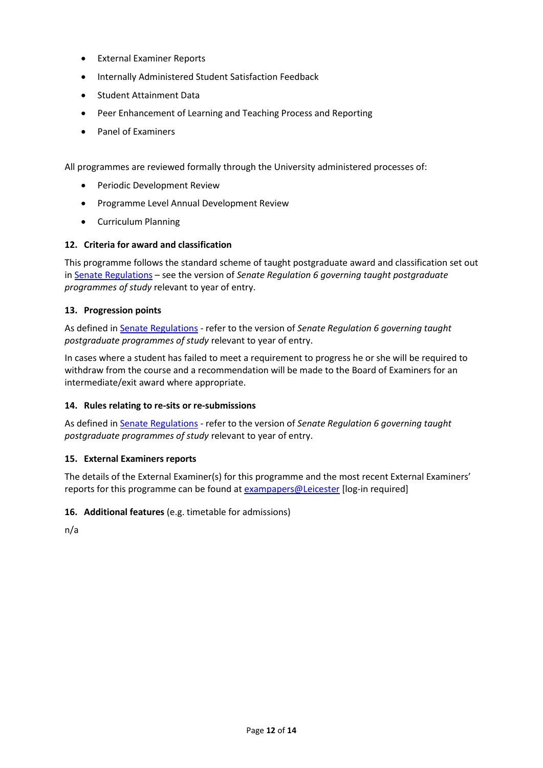- External Examiner Reports
- Internally Administered Student Satisfaction Feedback
- Student Attainment Data
- Peer Enhancement of Learning and Teaching Process and Reporting
- Panel of Examiners

All programmes are reviewed formally through the University administered processes of:

- Periodic Development Review
- Programme Level Annual Development Review
- Curriculum Planning

### 12. Criteria for award and classification

This programme follows the standard scheme of taught postgraduate award and classification set out in Senate Regulations – see the version of *Senate Regulation 6 governing taught postgraduate programmes of study* relevant to year of entry.

### 13. Progression points

As defined in Senate Regulations - refer to the version of *Senate Regulation 6 governing taught postgraduate programmes of study* relevant to year of entry.

In cases where a student has failed to meet a requirement to progress he or she will be required to withdraw from the course and a recommendation will be made to the Board of Examiners for an intermediate/exit award where appropriate.

### 14. Rules relating to re-sits or re-submissions

As defined in Senate Regulations - refer to the version of *Senate Regulation 6 governing taught postgraduate programmes of study* relevant to year of entry.

### 15. External Examiners reports

The details of the External Examiner(s) for this programme and the most recent External Examiners' reports for this programme can be found at exampapers@Leicester [log-in required]

### 16. Additional features (e.g. timetable for admissions)

n/a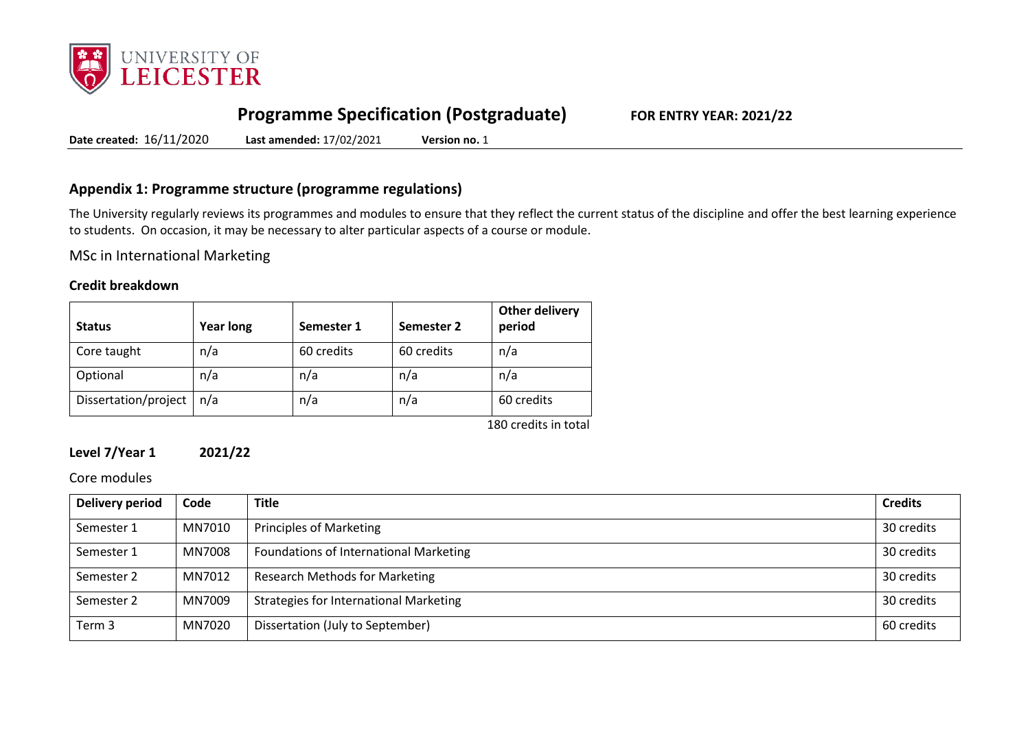## Programme Specification (Postgraduate) FOR ENTRY YEAR: 2021/22

**Date created:** 16/11/2020 **Last amended:** 17/02/2021 **Version no.** 1

## Appendix 1: Programme structure (programme regulations)

The University regularly reviews its programmes and modules to ensure that they reflect the current status of the discipline and offer the best learning experience to students. On occasion, it may be necessary to alter particular aspects of a course or module.

MSc in International Marketing

### Credit breakdown

| Status | Year long | Semester 1 | Semester 2 | Other delivery period |
|---|---|---|---|---|
| Core taught | n/a | 60 credits | 60 credits | n/a |
| Optional | n/a | n/a | n/a | n/a |
| Dissertation/project | n/a | n/a | n/a | 60 credits |

180 credits in total

### Level 7/Year 1 2021/22

Core modules

| Delivery period | Code | Title | Credits |
|---|---|---|---|
| Semester 1 | MN7010 | Principles of Marketing | 30 credits |
| Semester 1 | MN7008 | Foundations of International Marketing | 30 credits |
| Semester 2 | MN7012 | Research Methods for Marketing | 30 credits |
| Semester 2 | MN7009 | Strategies for International Marketing | 30 credits |
| Term 3 | MN7020 | Dissertation (July to September) | 60 credits |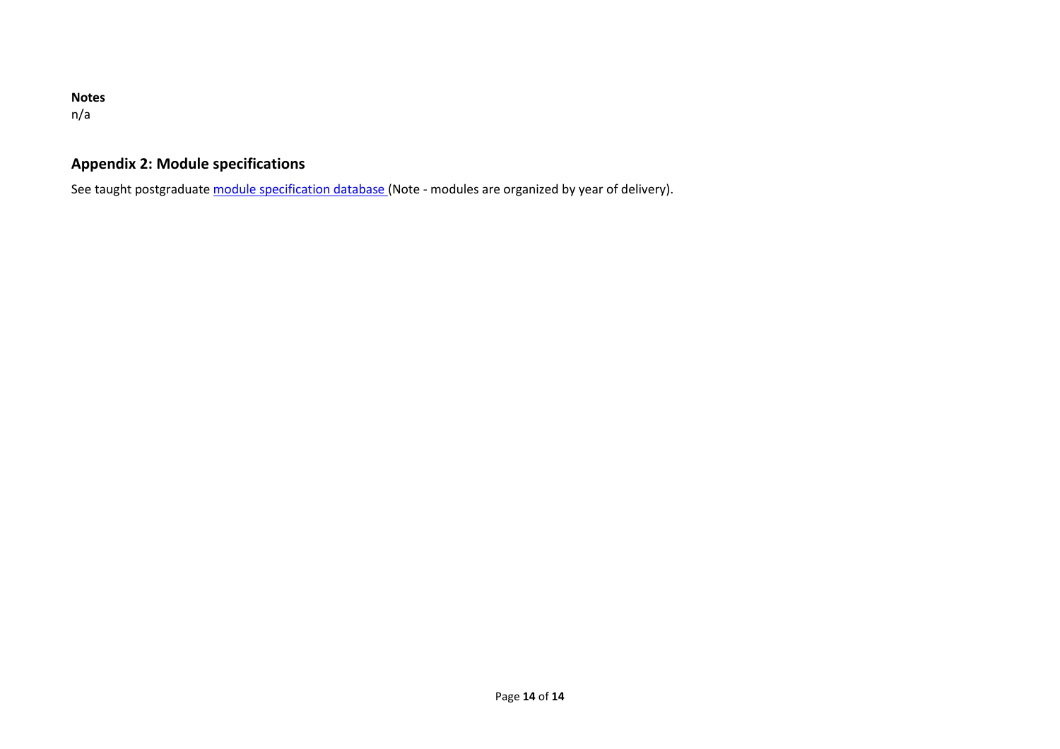**Notes**
n/a

## Appendix 2: Module specifications

See taught postgraduate [module specification database](#) (Note - modules are organized by year of delivery).